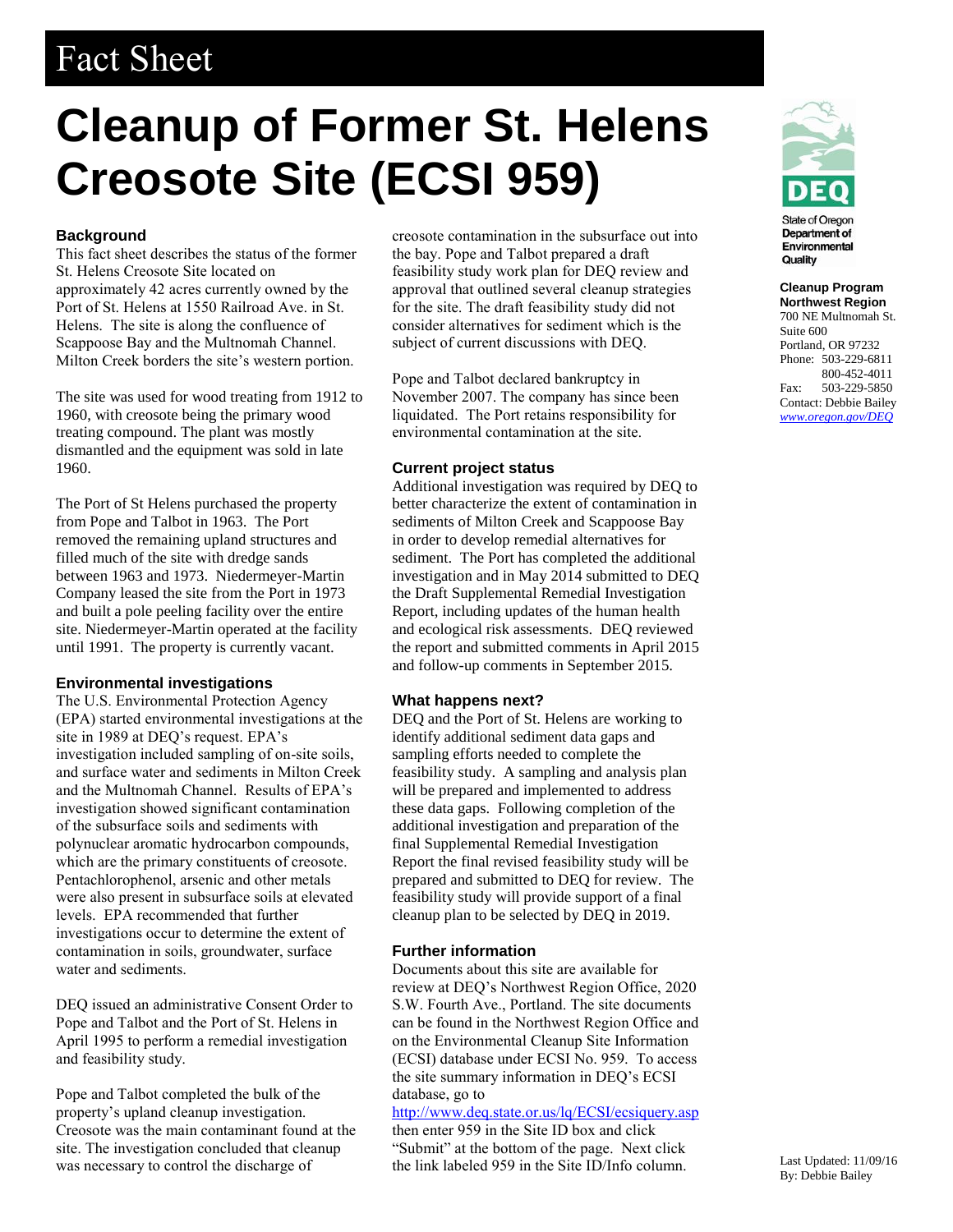Fact Sheet

# Cleanup of Former St. Helens Creosote Site (ECSI 959)

## Background

This fact sheet describes the status of the former St. Helens Creosote Site located on approximately 42 acres currently owned by the Port of St. Helens at 1550 Railroad Ave. in St. Helens. The site is along the confluence of Scappoose Bay and the Multnomah Channel. Milton Creek borders the site's western portion.

The site was used for wood treating from 1912 to 1960, with creosote being the primary wood treating compound. The plant was mostly dismantled and the equipment was sold in late 1960.

The Port of St Helens purchased the property from Pope and Talbot in 1963. The Port removed the remaining upland structures and filled much of the site with dredge sands between 1963 and 1973. Niedermeyer-Martin Company leased the site from the Port in 1973 and built a pole peeling facility over the entire site. Niedermeyer-Martin operated at the facility until 1991. The property is currently vacant.

## Environmental investigations

The U.S. Environmental Protection Agency (EPA) started environmental investigations at the site in 1989 at DEQ's request. EPA's investigation included sampling of on-site soils, and surface water and sediments in Milton Creek and the Multnomah Channel. Results of EPA's investigation showed significant contamination of the subsurface soils and sediments with polynuclear aromatic hydrocarbon compounds, which are the primary constituents of creosote. Pentachlorophenol, arsenic and other metals were also present in subsurface soils at elevated levels. EPA recommended that further investigations occur to determine the extent of contamination in soils, groundwater, surface water and sediments.

DEQ issued an administrative Consent Order to Pope and Talbot and the Port of St. Helens in April 1995 to perform a remedial investigation and feasibility study.

Pope and Talbot completed the bulk of the property's upland cleanup investigation. Creosote was the main contaminant found at the site. The investigation concluded that cleanup was necessary to control the discharge of creosote contamination in the subsurface out into the bay. Pope and Talbot prepared a draft feasibility study work plan for DEQ review and approval that outlined several cleanup strategies for the site. The draft feasibility study did not consider alternatives for sediment which is the subject of current discussions with DEQ.

Pope and Talbot declared bankruptcy in November 2007. The company has since been liquidated. The Port retains responsibility for environmental contamination at the site.

## Current project status

Additional investigation was required by DEQ to better characterize the extent of contamination in sediments of Milton Creek and Scappoose Bay in order to develop remedial alternatives for sediment. The Port has completed the additional investigation and in May 2014 submitted to DEQ the Draft Supplemental Remedial Investigation Report, including updates of the human health and ecological risk assessments. DEQ reviewed the report and submitted comments in April 2015 and follow-up comments in September 2015.

## What happens next?

DEQ and the Port of St. Helens are working to identify additional sediment data gaps and sampling efforts needed to complete the feasibility study. A sampling and analysis plan will be prepared and implemented to address these data gaps. Following completion of the additional investigation and preparation of the final Supplemental Remedial Investigation Report the final revised feasibility study will be prepared and submitted to DEQ for review. The feasibility study will provide support of a final cleanup plan to be selected by DEQ in 2019.

## Further information

Documents about this site are available for review at DEQ's Northwest Region Office, 2020 S.W. Fourth Ave., Portland. The site documents can be found in the Northwest Region Office and on the Environmental Cleanup Site Information (ECSI) database under ECSI No. 959. To access the site summary information in DEQ's ECSI database, go to http://www.deq.state.or.us/lq/ECSI/ecsiquery.asp then enter 959 in the Site ID box and click "Submit" at the bottom of the page. Next click the link labeled 959 in the Site ID/Info column.

State of Oregon Department of Environmental Quality

**Cleanup Program**
**Northwest Region**
700 NE Multnomah St.
Suite 600
Portland, OR 97232
Phone: 503-229-6811
800-452-4011
Fax: 503-229-5850
Contact: Debbie Bailey
*www.oregon.gov/DEQ*

Last Updated: 11/09/16
By: Debbie Bailey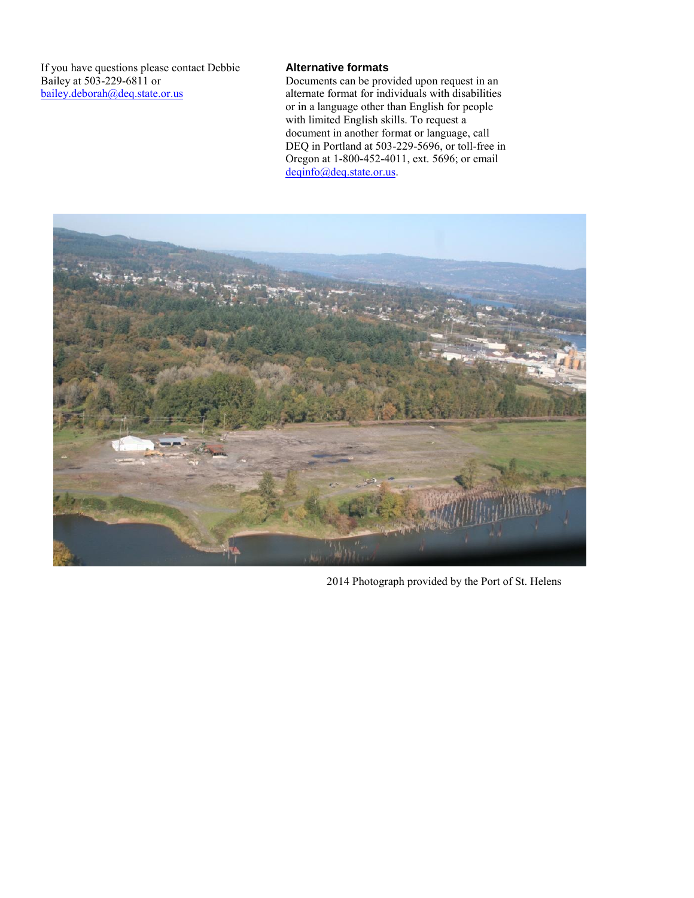If you have questions please contact Debbie Bailey at 503-229-6811 or bailey.deborah@deq.state.or.us

### Alternative formats

Documents can be provided upon request in an alternate format for individuals with disabilities or in a language other than English for people with limited English skills. To request a document in another format or language, call DEQ in Portland at 503-229-5696, or toll-free in Oregon at 1-800-452-4011, ext. 5696; or email deqinfo@deq.state.or.us.

2014 Photograph provided by the Port of St. Helens